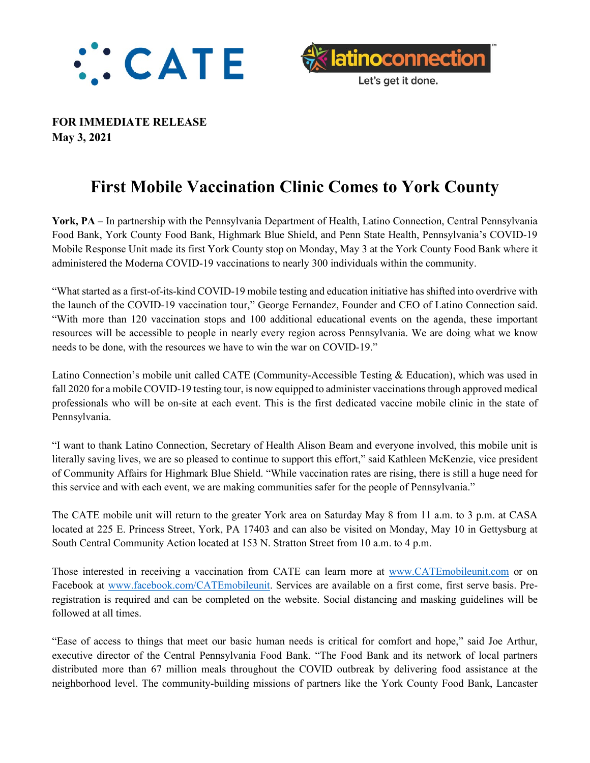**FOR IMMEDIATE RELEASE**
**May 3, 2021**

# First Mobile Vaccination Clinic Comes to York County

**York, PA –** In partnership with the Pennsylvania Department of Health, Latino Connection, Central Pennsylvania Food Bank, York County Food Bank, Highmark Blue Shield, and Penn State Health, Pennsylvania's COVID-19 Mobile Response Unit made its first York County stop on Monday, May 3 at the York County Food Bank where it administered the Moderna COVID-19 vaccinations to nearly 300 individuals within the community.

"What started as a first-of-its-kind COVID-19 mobile testing and education initiative has shifted into overdrive with the launch of the COVID-19 vaccination tour," George Fernandez, Founder and CEO of Latino Connection said. "With more than 120 vaccination stops and 100 additional educational events on the agenda, these important resources will be accessible to people in nearly every region across Pennsylvania. We are doing what we know needs to be done, with the resources we have to win the war on COVID-19."

Latino Connection's mobile unit called CATE (Community-Accessible Testing & Education), which was used in fall 2020 for a mobile COVID-19 testing tour, is now equipped to administer vaccinations through approved medical professionals who will be on-site at each event. This is the first dedicated vaccine mobile clinic in the state of Pennsylvania.

"I want to thank Latino Connection, Secretary of Health Alison Beam and everyone involved, this mobile unit is literally saving lives, we are so pleased to continue to support this effort," said Kathleen McKenzie, vice president of Community Affairs for Highmark Blue Shield. "While vaccination rates are rising, there is still a huge need for this service and with each event, we are making communities safer for the people of Pennsylvania."

The CATE mobile unit will return to the greater York area on Saturday May 8 from 11 a.m. to 3 p.m. at CASA located at 225 E. Princess Street, York, PA 17403 and can also be visited on Monday, May 10 in Gettysburg at South Central Community Action located at 153 N. Stratton Street from 10 a.m. to 4 p.m.

Those interested in receiving a vaccination from CATE can learn more at [www.CATEmobileunit.com](http://www.CATEmobileunit.com) or on Facebook at [www.facebook.com/CATEmobileunit](http://www.facebook.com/CATEmobileunit). Services are available on a first come, first serve basis. Pre-registration is required and can be completed on the website. Social distancing and masking guidelines will be followed at all times.

"Ease of access to things that meet our basic human needs is critical for comfort and hope," said Joe Arthur, executive director of the Central Pennsylvania Food Bank. "The Food Bank and its network of local partners distributed more than 67 million meals throughout the COVID outbreak by delivering food assistance at the neighborhood level. The community-building missions of partners like the York County Food Bank, Lancaster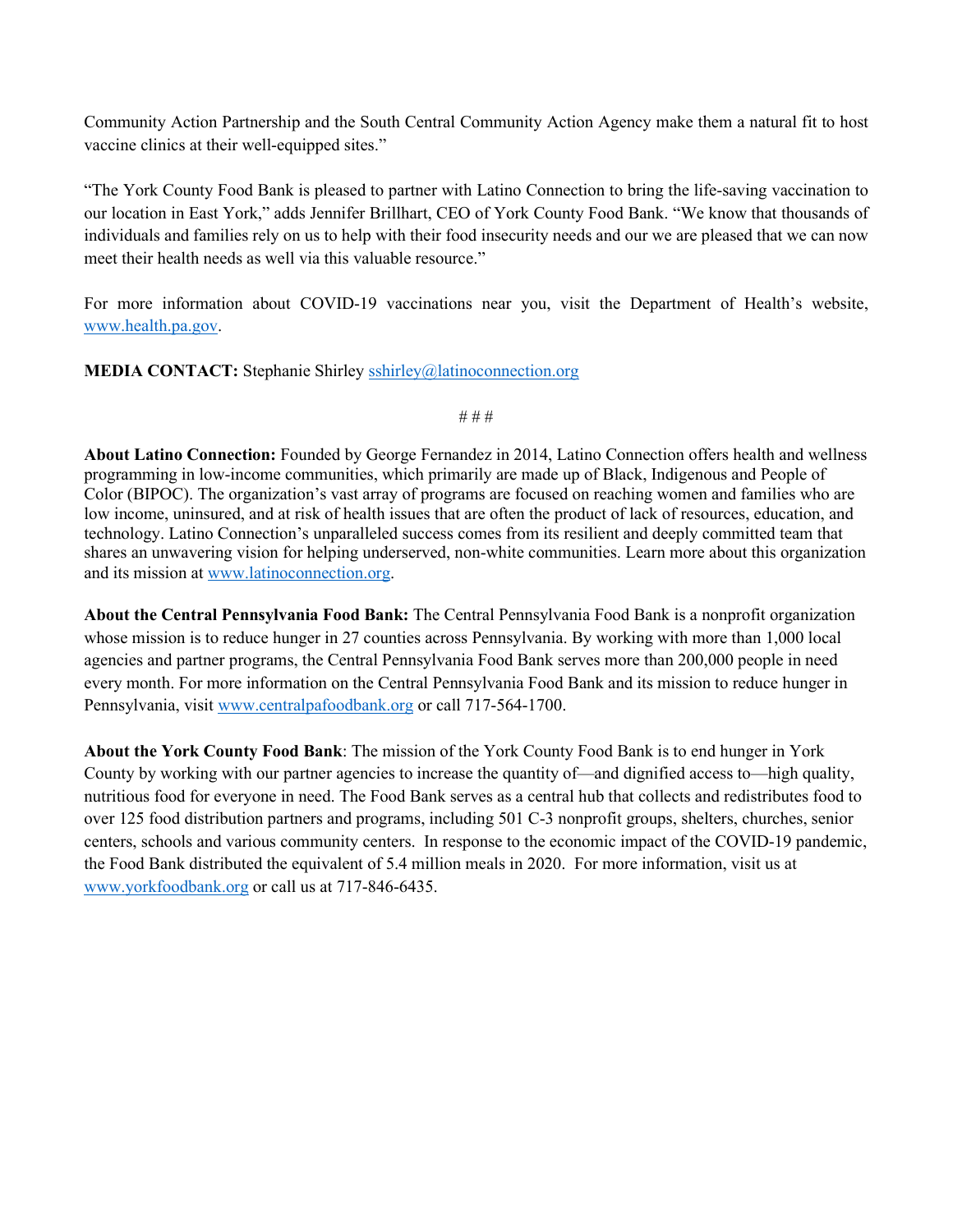Community Action Partnership and the South Central Community Action Agency make them a natural fit to host vaccine clinics at their well-equipped sites."

"The York County Food Bank is pleased to partner with Latino Connection to bring the life-saving vaccination to our location in East York," adds Jennifer Brillhart, CEO of York County Food Bank. "We know that thousands of individuals and families rely on us to help with their food insecurity needs and our we are pleased that we can now meet their health needs as well via this valuable resource."

For more information about COVID-19 vaccinations near you, visit the Department of Health's website, www.health.pa.gov.

**MEDIA CONTACT:** Stephanie Shirley sshirley@latinoconnection.org

# # #

**About Latino Connection:** Founded by George Fernandez in 2014, Latino Connection offers health and wellness programming in low-income communities, which primarily are made up of Black, Indigenous and People of Color (BIPOC). The organization's vast array of programs are focused on reaching women and families who are low income, uninsured, and at risk of health issues that are often the product of lack of resources, education, and technology. Latino Connection's unparalleled success comes from its resilient and deeply committed team that shares an unwavering vision for helping underserved, non-white communities. Learn more about this organization and its mission at www.latinoconnection.org.

**About the Central Pennsylvania Food Bank:** The Central Pennsylvania Food Bank is a nonprofit organization whose mission is to reduce hunger in 27 counties across Pennsylvania. By working with more than 1,000 local agencies and partner programs, the Central Pennsylvania Food Bank serves more than 200,000 people in need every month. For more information on the Central Pennsylvania Food Bank and its mission to reduce hunger in Pennsylvania, visit www.centralpafoodbank.org or call 717-564-1700.

**About the York County Food Bank**: The mission of the York County Food Bank is to end hunger in York County by working with our partner agencies to increase the quantity of—and dignified access to—high quality, nutritious food for everyone in need. The Food Bank serves as a central hub that collects and redistributes food to over 125 food distribution partners and programs, including 501 C-3 nonprofit groups, shelters, churches, senior centers, schools and various community centers. In response to the economic impact of the COVID-19 pandemic, the Food Bank distributed the equivalent of 5.4 million meals in 2020. For more information, visit us at www.yorkfoodbank.org or call us at 717-846-6435.